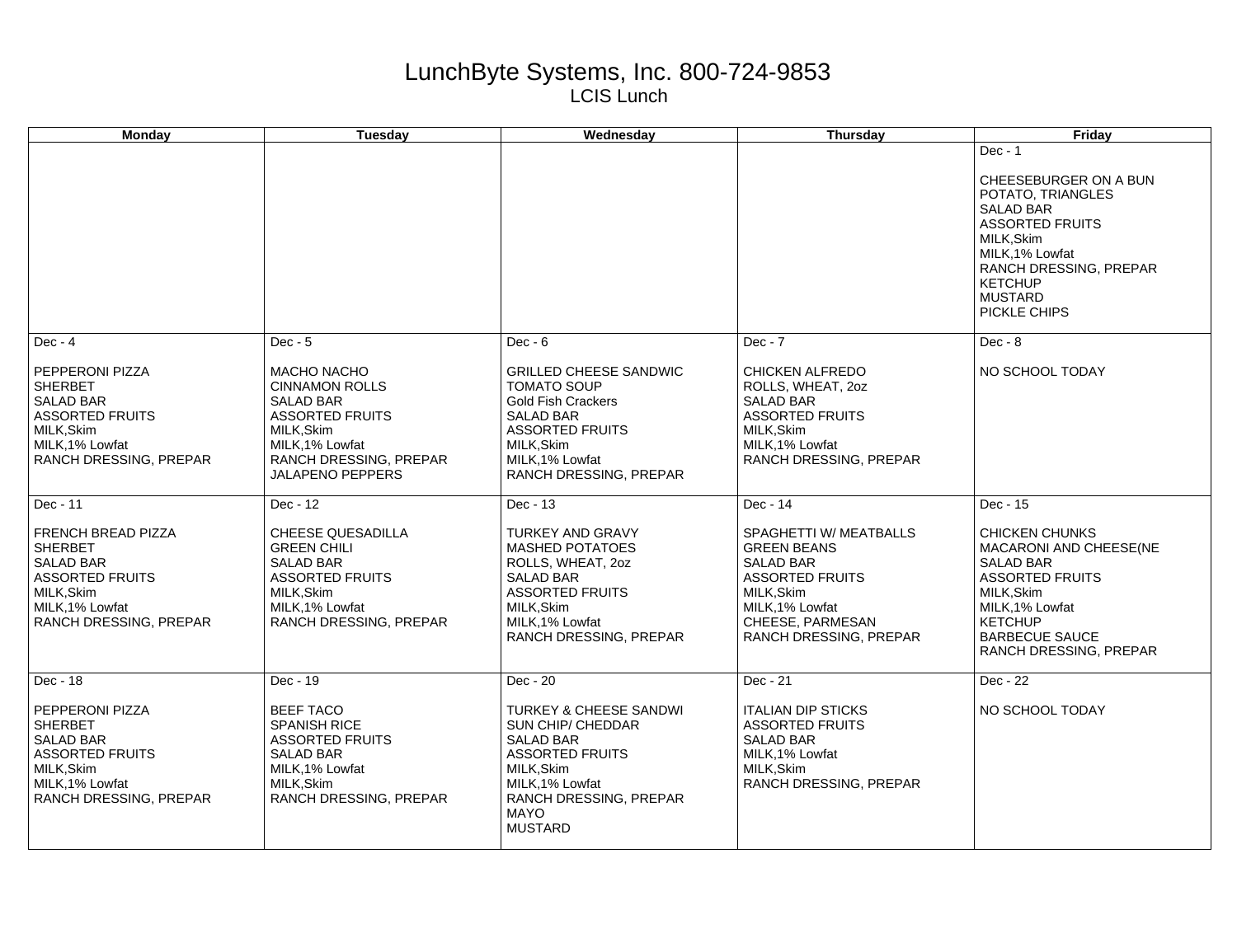# LunchByte Systems, Inc. 800-724-9853

## LCIS Lunch

| Monday | Tuesday | Wednesday | Thursday | Friday |
|---|---|---|---|---|
| | | | | Dec - 1<br><br>CHEESEBURGER ON A BUN<br>POTATO, TRIANGLES<br>SALAD BAR<br>ASSORTED FRUITS<br>MILK,Skim<br>MILK,1% Lowfat<br>RANCH DRESSING, PREPAR<br>KETCHUP<br>MUSTARD<br>PICKLE CHIPS |
| Dec - 4<br><br>PEPPERONI PIZZA<br>SHERBET<br>SALAD BAR<br>ASSORTED FRUITS<br>MILK,Skim<br>MILK,1% Lowfat<br>RANCH DRESSING, PREPAR | Dec - 5<br><br>MACHO NACHO<br>CINNAMON ROLLS<br>SALAD BAR<br>ASSORTED FRUITS<br>MILK,Skim<br>MILK,1% Lowfat<br>RANCH DRESSING, PREPAR<br>JALAPENO PEPPERS | Dec - 6<br><br>GRILLED CHEESE SANDWIC<br>TOMATO SOUP<br>Gold Fish Crackers<br>SALAD BAR<br>ASSORTED FRUITS<br>MILK,Skim<br>MILK,1% Lowfat<br>RANCH DRESSING, PREPAR | Dec - 7<br><br>CHICKEN ALFREDO<br>ROLLS, WHEAT, 2oz<br>SALAD BAR<br>ASSORTED FRUITS<br>MILK,Skim<br>MILK,1% Lowfat<br>RANCH DRESSING, PREPAR | Dec - 8<br><br>NO SCHOOL TODAY |
| Dec - 11<br><br>FRENCH BREAD PIZZA<br>SHERBET<br>SALAD BAR<br>ASSORTED FRUITS<br>MILK,Skim<br>MILK,1% Lowfat<br>RANCH DRESSING, PREPAR | Dec - 12<br><br>CHEESE QUESADILLA<br>GREEN CHILI<br>SALAD BAR<br>ASSORTED FRUITS<br>MILK,Skim<br>MILK,1% Lowfat<br>RANCH DRESSING, PREPAR | Dec - 13<br><br>TURKEY AND GRAVY<br>MASHED POTATOES<br>ROLLS, WHEAT, 2oz<br>SALAD BAR<br>ASSORTED FRUITS<br>MILK,Skim<br>MILK,1% Lowfat<br>RANCH DRESSING, PREPAR | Dec - 14<br><br>SPAGHETTI W/ MEATBALLS<br>GREEN BEANS<br>SALAD BAR<br>ASSORTED FRUITS<br>MILK,Skim<br>MILK,1% Lowfat<br>CHEESE, PARMESAN<br>RANCH DRESSING, PREPAR | Dec - 15<br><br>CHICKEN CHUNKS<br>MACARONI AND CHEESE(NE<br>SALAD BAR<br>ASSORTED FRUITS<br>MILK,Skim<br>MILK,1% Lowfat<br>KETCHUP<br>BARBECUE SAUCE<br>RANCH DRESSING, PREPAR |
| Dec - 18<br><br>PEPPERONI PIZZA<br>SHERBET<br>SALAD BAR<br>ASSORTED FRUITS<br>MILK,Skim<br>MILK,1% Lowfat<br>RANCH DRESSING, PREPAR | Dec - 19<br><br>BEEF TACO<br>SPANISH RICE<br>ASSORTED FRUITS<br>SALAD BAR<br>MILK,1% Lowfat<br>MILK,Skim<br>RANCH DRESSING, PREPAR | Dec - 20<br><br>TURKEY & CHEESE SANDWI<br>SUN CHIP/ CHEDDAR<br>SALAD BAR<br>ASSORTED FRUITS<br>MILK,Skim<br>MILK,1% Lowfat<br>RANCH DRESSING, PREPAR<br>MAYO<br>MUSTARD | Dec - 21<br><br>ITALIAN DIP STICKS<br>ASSORTED FRUITS<br>SALAD BAR<br>MILK,1% Lowfat<br>MILK,Skim<br>RANCH DRESSING, PREPAR | Dec - 22<br><br>NO SCHOOL TODAY |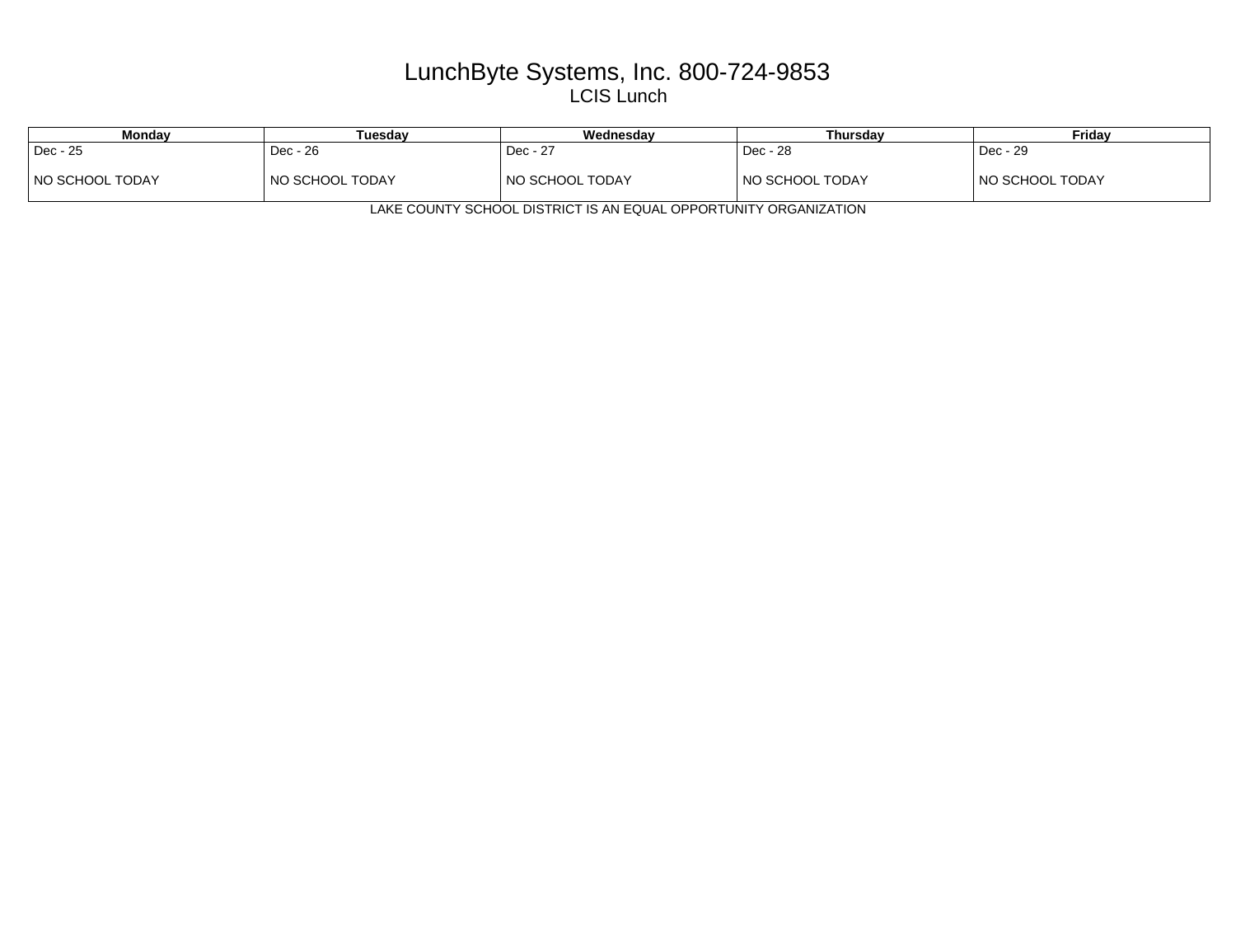# LunchByte Systems, Inc. 800-724-9853

## LCIS Lunch

| Monday | Tuesday | Wednesday | Thursday | Friday |
|---|---|---|---|---|
| Dec - 25<br><br>NO SCHOOL TODAY | Dec - 26<br><br>NO SCHOOL TODAY | Dec - 27<br><br>NO SCHOOL TODAY | Dec - 28<br><br>NO SCHOOL TODAY | Dec - 29<br><br>NO SCHOOL TODAY |

LAKE COUNTY SCHOOL DISTRICT IS AN EQUAL OPPORTUNITY ORGANIZATION